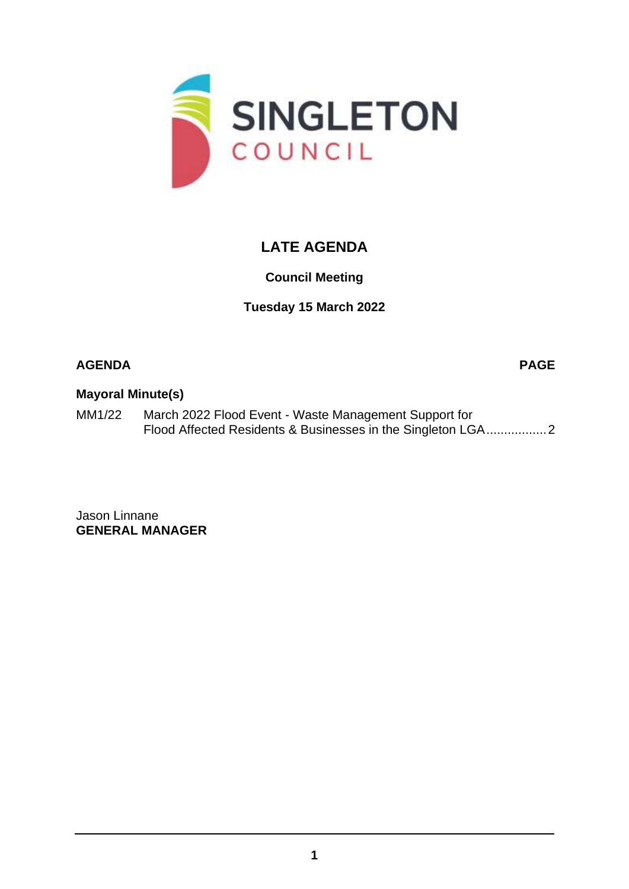**SINGLETON COUNCIL**

# LATE AGENDA

**Council Meeting**

**Tuesday 15 March 2022**

| AGENDA | | PAGE |
|---|---|---|
| **Mayoral Minute(s)** | | |
| MM1/22 | March 2022 Flood Event - Waste Management Support for Flood Affected Residents & Businesses in the Singleton LGA | 2 |

Jason Linnane
**GENERAL MANAGER**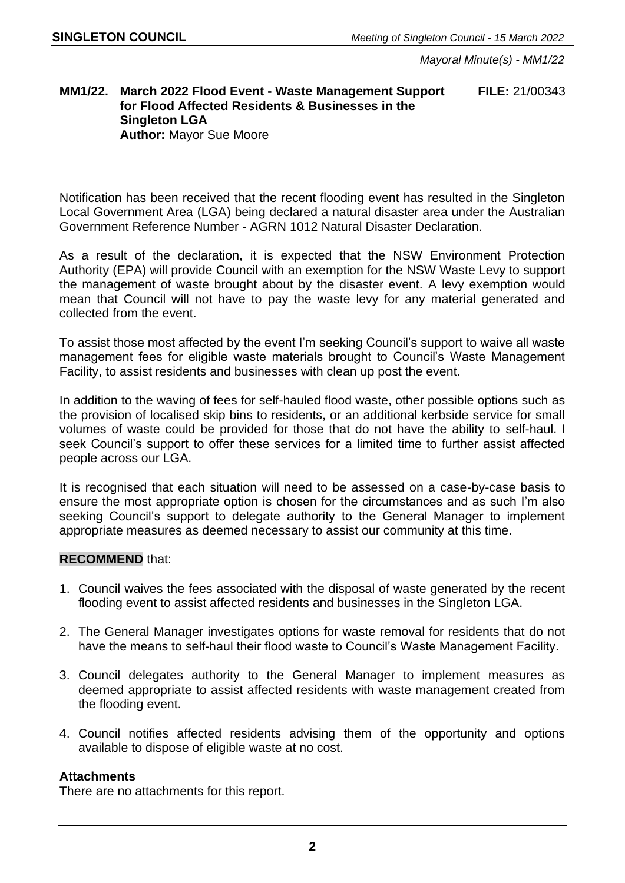**MM1/22. March 2022 Flood Event - Waste Management Support for Flood Affected Residents & Businesses in the Singleton LGA** **FILE:** 21/00343
**Author:** Mayor Sue Moore

---

Notification has been received that the recent flooding event has resulted in the Singleton Local Government Area (LGA) being declared a natural disaster area under the Australian Government Reference Number - AGRN 1012 Natural Disaster Declaration.

As a result of the declaration, it is expected that the NSW Environment Protection Authority (EPA) will provide Council with an exemption for the NSW Waste Levy to support the management of waste brought about by the disaster event. A levy exemption would mean that Council will not have to pay the waste levy for any material generated and collected from the event.

To assist those most affected by the event I'm seeking Council's support to waive all waste management fees for eligible waste materials brought to Council's Waste Management Facility, to assist residents and businesses with clean up post the event.

In addition to the waving of fees for self-hauled flood waste, other possible options such as the provision of localised skip bins to residents, or an additional kerbside service for small volumes of waste could be provided for those that do not have the ability to self-haul. I seek Council's support to offer these services for a limited time to further assist affected people across our LGA.

It is recognised that each situation will need to be assessed on a case-by-case basis to ensure the most appropriate option is chosen for the circumstances and as such I'm also seeking Council's support to delegate authority to the General Manager to implement appropriate measures as deemed necessary to assist our community at this time.

**RECOMMEND** that:

1. Council waives the fees associated with the disposal of waste generated by the recent flooding event to assist affected residents and businesses in the Singleton LGA.
2. The General Manager investigates options for waste removal for residents that do not have the means to self-haul their flood waste to Council's Waste Management Facility.
3. Council delegates authority to the General Manager to implement measures as deemed appropriate to assist affected residents with waste management created from the flooding event.
4. Council notifies affected residents advising them of the opportunity and options available to dispose of eligible waste at no cost.

**Attachments**

There are no attachments for this report.